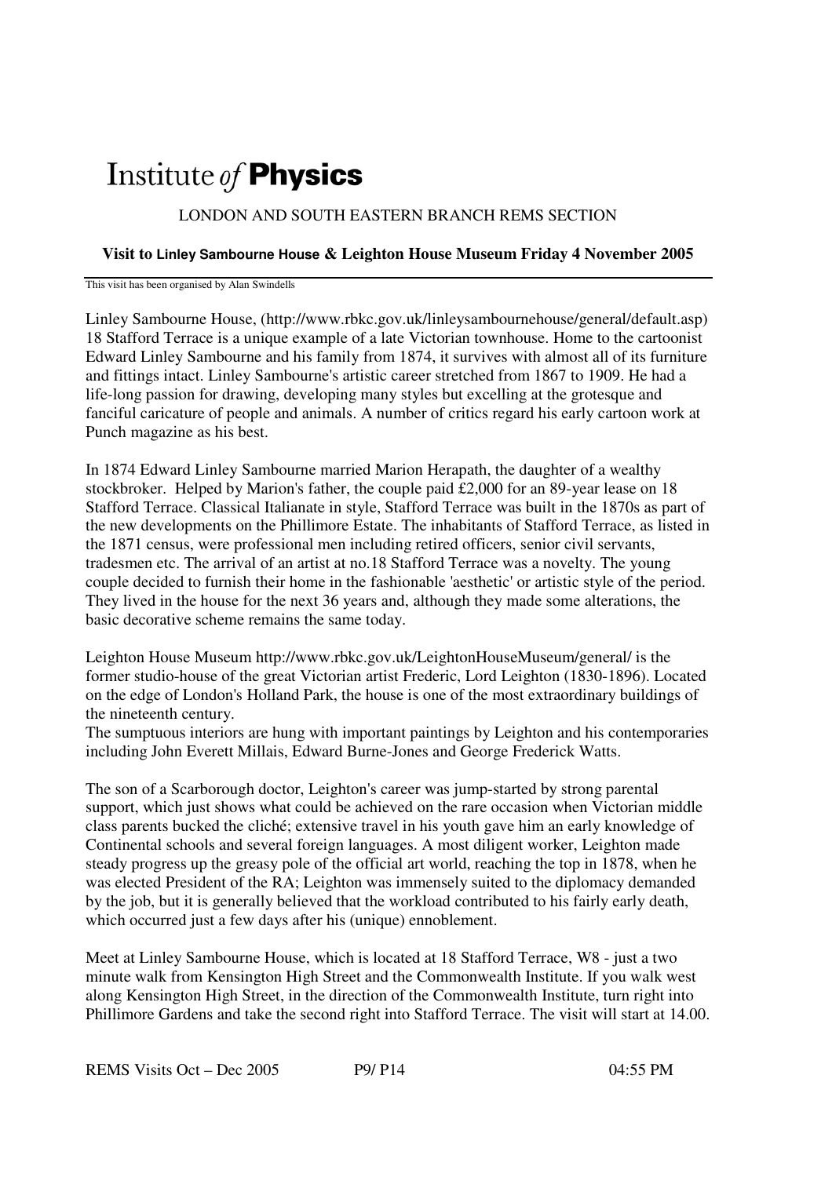# Institute *of* **Physics**

LONDON AND SOUTH EASTERN BRANCH REMS SECTION

**Visit to Linley Sambourne House & Leighton House Museum Friday 4 November 2005**

This visit has been organised by Alan Swindells

---

Linley Sambourne House, (http://www.rbkc.gov.uk/linleysambournehouse/general/default.asp) 18 Stafford Terrace is a unique example of a late Victorian townhouse. Home to the cartoonist Edward Linley Sambourne and his family from 1874, it survives with almost all of its furniture and fittings intact. Linley Sambourne's artistic career stretched from 1867 to 1909. He had a life-long passion for drawing, developing many styles but excelling at the grotesque and fanciful caricature of people and animals. A number of critics regard his early cartoon work at Punch magazine as his best.

In 1874 Edward Linley Sambourne married Marion Herapath, the daughter of a wealthy stockbroker. Helped by Marion's father, the couple paid £2,000 for an 89-year lease on 18 Stafford Terrace. Classical Italianate in style, Stafford Terrace was built in the 1870s as part of the new developments on the Phillimore Estate. The inhabitants of Stafford Terrace, as listed in the 1871 census, were professional men including retired officers, senior civil servants, tradesmen etc. The arrival of an artist at no.18 Stafford Terrace was a novelty. The young couple decided to furnish their home in the fashionable 'aesthetic' or artistic style of the period. They lived in the house for the next 36 years and, although they made some alterations, the basic decorative scheme remains the same today.

Leighton House Museum http://www.rbkc.gov.uk/LeightonHouseMuseum/general/ is the former studio-house of the great Victorian artist Frederic, Lord Leighton (1830-1896). Located on the edge of London's Holland Park, the house is one of the most extraordinary buildings of the nineteenth century.
The sumptuous interiors are hung with important paintings by Leighton and his contemporaries including John Everett Millais, Edward Burne-Jones and George Frederick Watts.

The son of a Scarborough doctor, Leighton's career was jump-started by strong parental support, which just shows what could be achieved on the rare occasion when Victorian middle class parents bucked the cliché; extensive travel in his youth gave him an early knowledge of Continental schools and several foreign languages. A most diligent worker, Leighton made steady progress up the greasy pole of the official art world, reaching the top in 1878, when he was elected President of the RA; Leighton was immensely suited to the diplomacy demanded by the job, but it is generally believed that the workload contributed to his fairly early death, which occurred just a few days after his (unique) ennoblement.

Meet at Linley Sambourne House, which is located at 18 Stafford Terrace, W8 - just a two minute walk from Kensington High Street and the Commonwealth Institute. If you walk west along Kensington High Street, in the direction of the Commonwealth Institute, turn right into Phillimore Gardens and take the second right into Stafford Terrace. The visit will start at 14.00.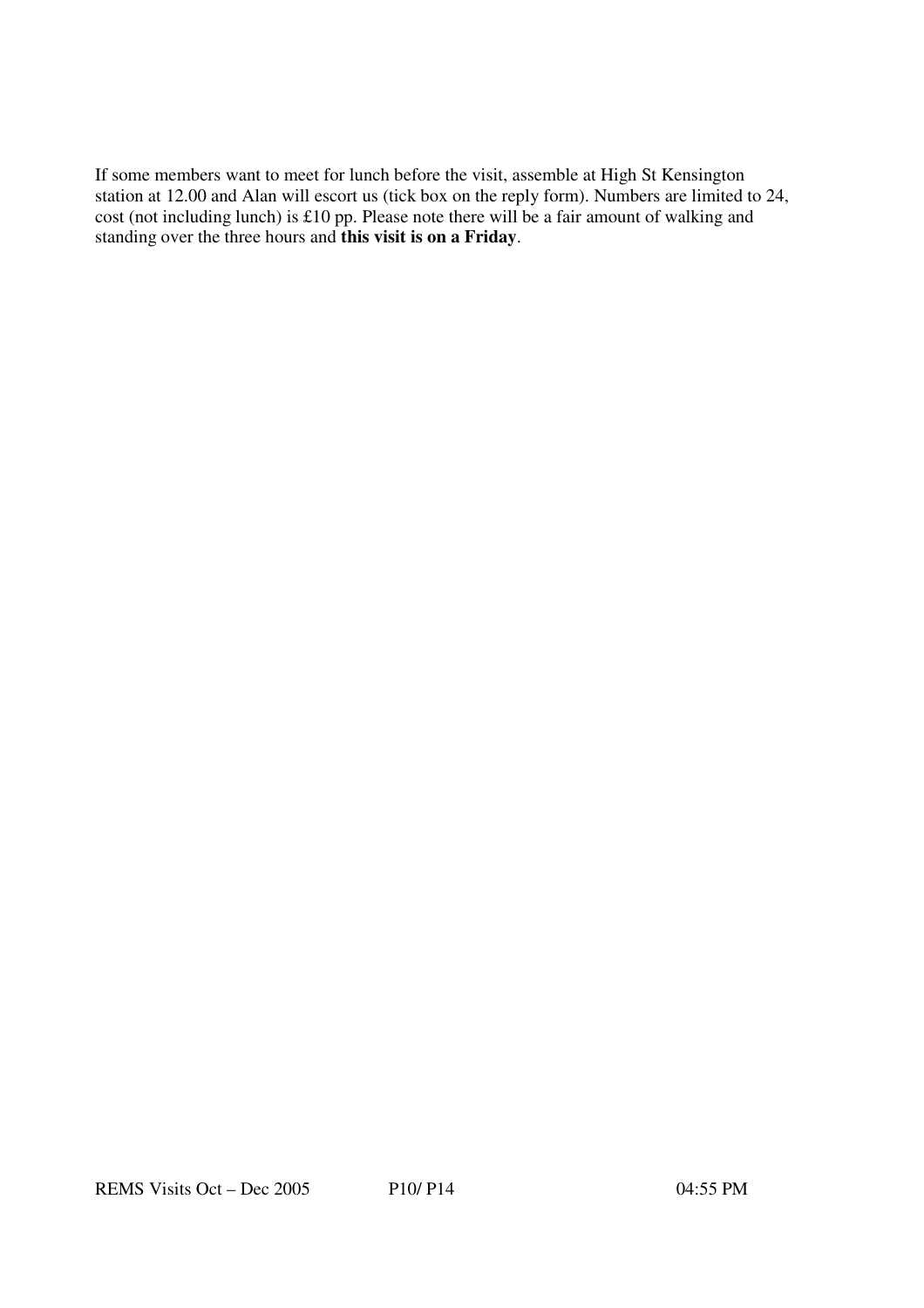If some members want to meet for lunch before the visit, assemble at High St Kensington station at 12.00 and Alan will escort us (tick box on the reply form). Numbers are limited to 24, cost (not including lunch) is £10 pp. Please note there will be a fair amount of walking and standing over the three hours and **this visit is on a Friday**.